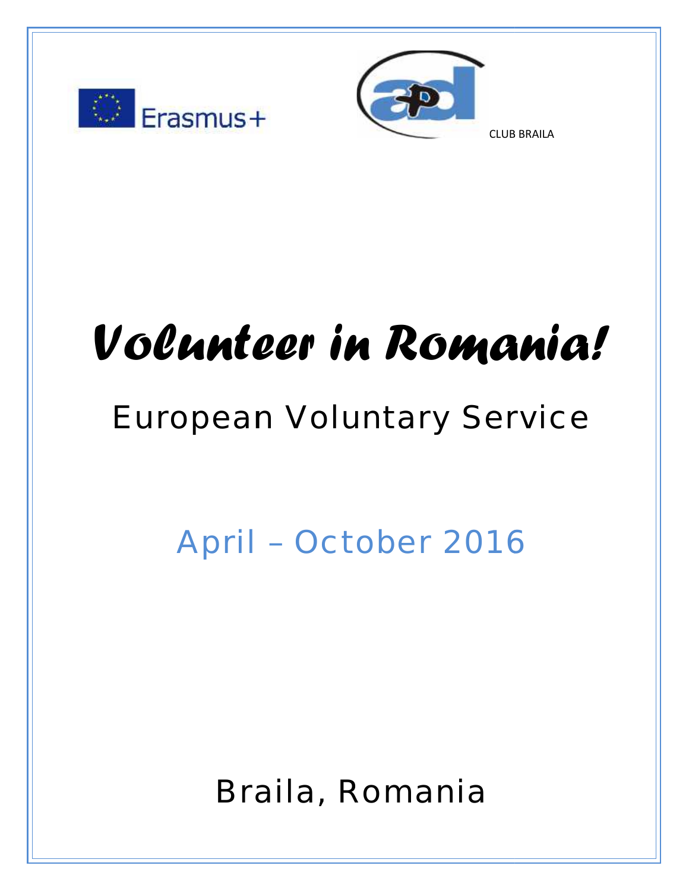Erasmus+

CLUB BRAILA

# *Volunteer in Romania!*

## European Voluntary Service

April – October 2016

Braila, Romania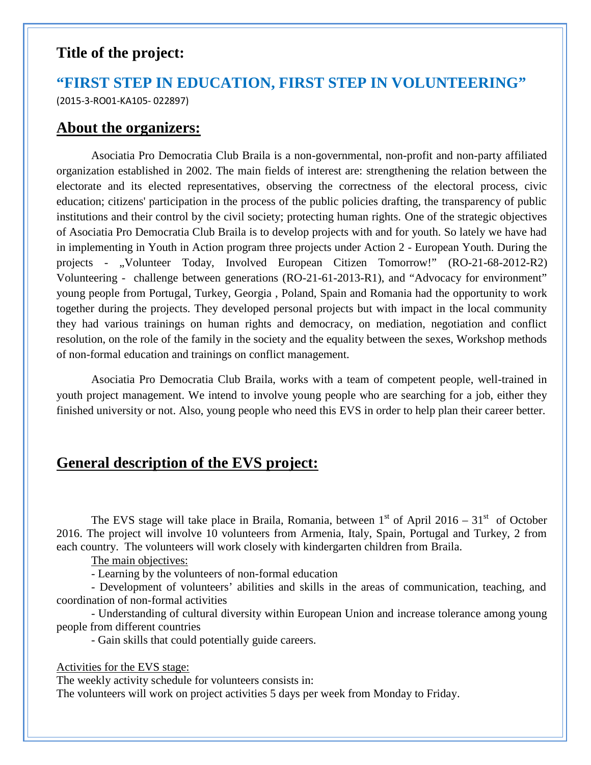## Title of the project:

## "FIRST STEP IN EDUCATION, FIRST STEP IN VOLUNTEERING"

(2015-3-RO01-KA105- 022897)

## About the organizers:

Asociatia Pro Democratia Club Braila is a non-governmental, non-profit and non-party affiliated organization established in 2002. The main fields of interest are: strengthening the relation between the electorate and its elected representatives, observing the correctness of the electoral process, civic education; citizens' participation in the process of the public policies drafting, the transparency of public institutions and their control by the civil society; protecting human rights. One of the strategic objectives of Asociatia Pro Democratia Club Braila is to develop projects with and for youth. So lately we have had in implementing in Youth in Action program three projects under Action 2 - European Youth. During the projects - „Volunteer Today, Involved European Citizen Tomorrow!" (RO-21-68-2012-R2) Volunteering - challenge between generations (RO-21-61-2013-R1), and "Advocacy for environment" young people from Portugal, Turkey, Georgia , Poland, Spain and Romania had the opportunity to work together during the projects. They developed personal projects but with impact in the local community they had various trainings on human rights and democracy, on mediation, negotiation and conflict resolution, on the role of the family in the society and the equality between the sexes, Workshop methods of non-formal education and trainings on conflict management.

Asociatia Pro Democratia Club Braila, works with a team of competent people, well-trained in youth project management. We intend to involve young people who are searching for a job, either they finished university or not. Also, young people who need this EVS in order to help plan their career better.

## General description of the EVS project:

The EVS stage will take place in Braila, Romania, between 1st of April 2016 – 31st of October 2016. The project will involve 10 volunteers from Armenia, Italy, Spain, Portugal and Turkey, 2 from each country. The volunteers will work closely with kindergarten children from Braila.

The main objectives:

- Learning by the volunteers of non-formal education
- Development of volunteers' abilities and skills in the areas of communication, teaching, and coordination of non-formal activities
- Understanding of cultural diversity within European Union and increase tolerance among young people from different countries
- Gain skills that could potentially guide careers.

Activities for the EVS stage:

The weekly activity schedule for volunteers consists in:

The volunteers will work on project activities 5 days per week from Monday to Friday.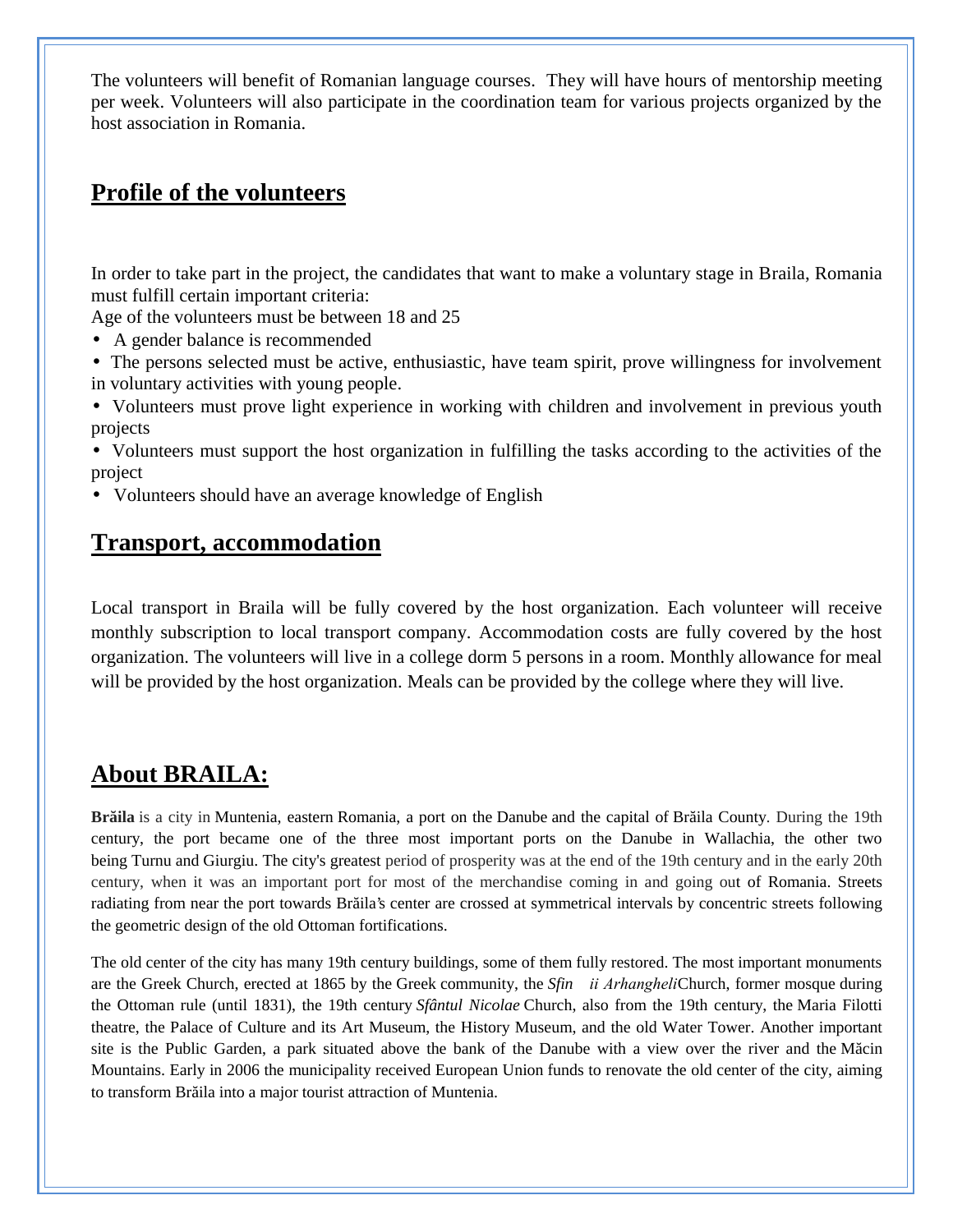The volunteers will benefit of Romanian language courses.  They will have hours of mentorship meeting per week. Volunteers will also participate in the coordination team for various projects organized by the host association in Romania.

## Profile of the volunteers

In order to take part in the project, the candidates that want to make a voluntary stage in Braila, Romania must fulfill certain important criteria:

Age of the volunteers must be between 18 and 25

- A gender balance is recommended
- The persons selected must be active, enthusiastic, have team spirit, prove willingness for involvement in voluntary activities with young people.
- Volunteers must prove light experience in working with children and involvement in previous youth projects
- Volunteers must support the host organization in fulfilling the tasks according to the activities of the project
- Volunteers should have an average knowledge of English

## Transport, accommodation

Local transport in Braila will be fully covered by the host organization. Each volunteer will receive monthly subscription to local transport company. Accommodation costs are fully covered by the host organization. The volunteers will live in a college dorm 5 persons in a room. Monthly allowance for meal will be provided by the host organization. Meals can be provided by the college where they will live.

## About BRAILA:

**Brăila** is a city in Muntenia, eastern Romania, a port on the Danube and the capital of Brăila County. During the 19th century, the port became one of the three most important ports on the Danube in Wallachia, the other two being Turnu and Giurgiu. The city's greatest period of prosperity was at the end of the 19th century and in the early 20th century, when it was an important port for most of the merchandise coming in and going out of Romania. Streets radiating from near the port towards Brăila's center are crossed at symmetrical intervals by concentric streets following the geometric design of the old Ottoman fortifications.

The old center of the city has many 19th century buildings, some of them fully restored. The most important monuments are the Greek Church, erected at 1865 by the Greek community, the *Sfin ii Arhangheli*Church, former mosque during the Ottoman rule (until 1831), the 19th century *Sfântul Nicolae* Church, also from the 19th century, the Maria Filotti theatre, the Palace of Culture and its Art Museum, the History Museum, and the old Water Tower. Another important site is the Public Garden, a park situated above the bank of the Danube with a view over the river and the Măcin Mountains. Early in 2006 the municipality received European Union funds to renovate the old center of the city, aiming to transform Brăila into a major tourist attraction of Muntenia.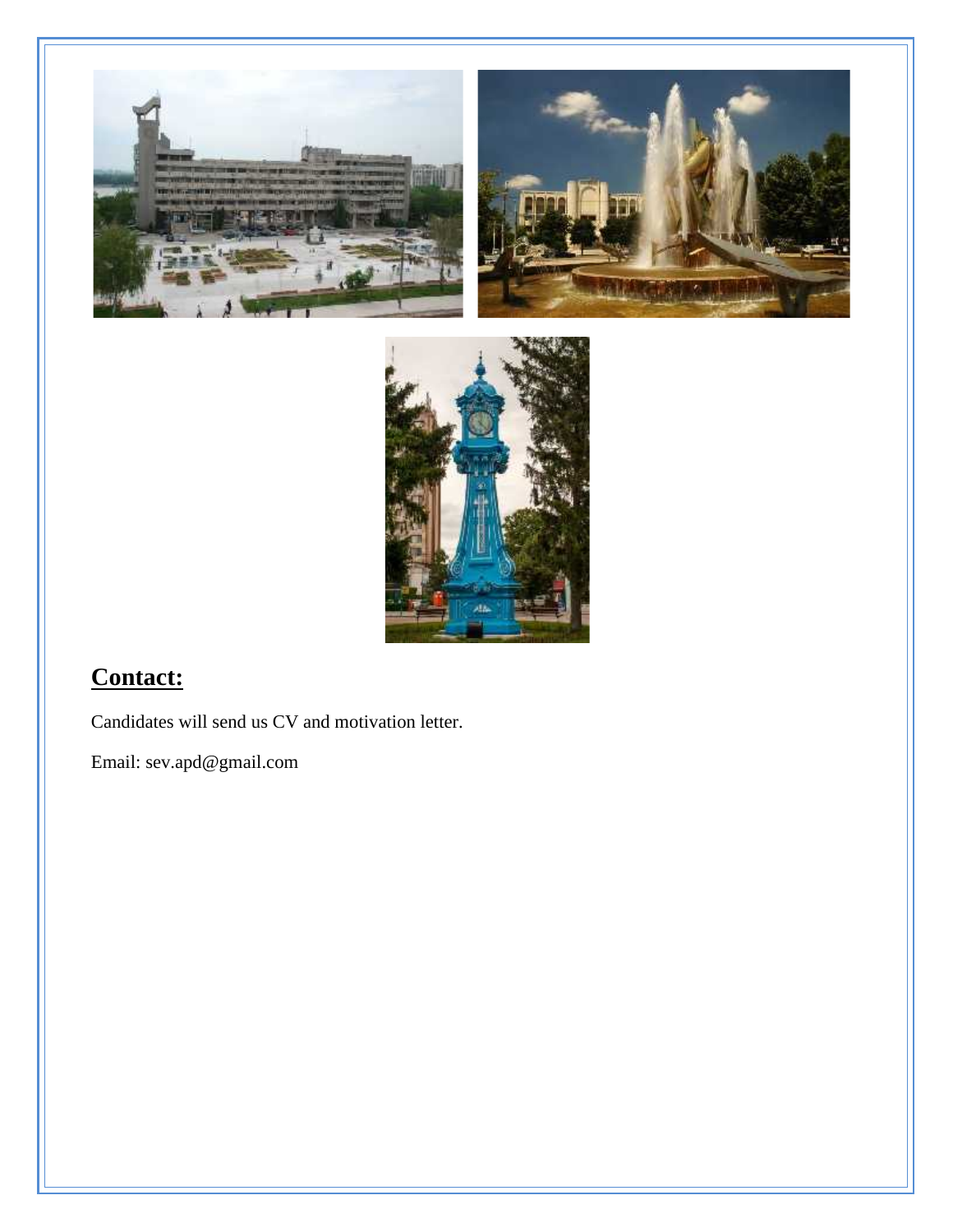## Contact:

Candidates will send us CV and motivation letter.

Email: sev.apd@gmail.com